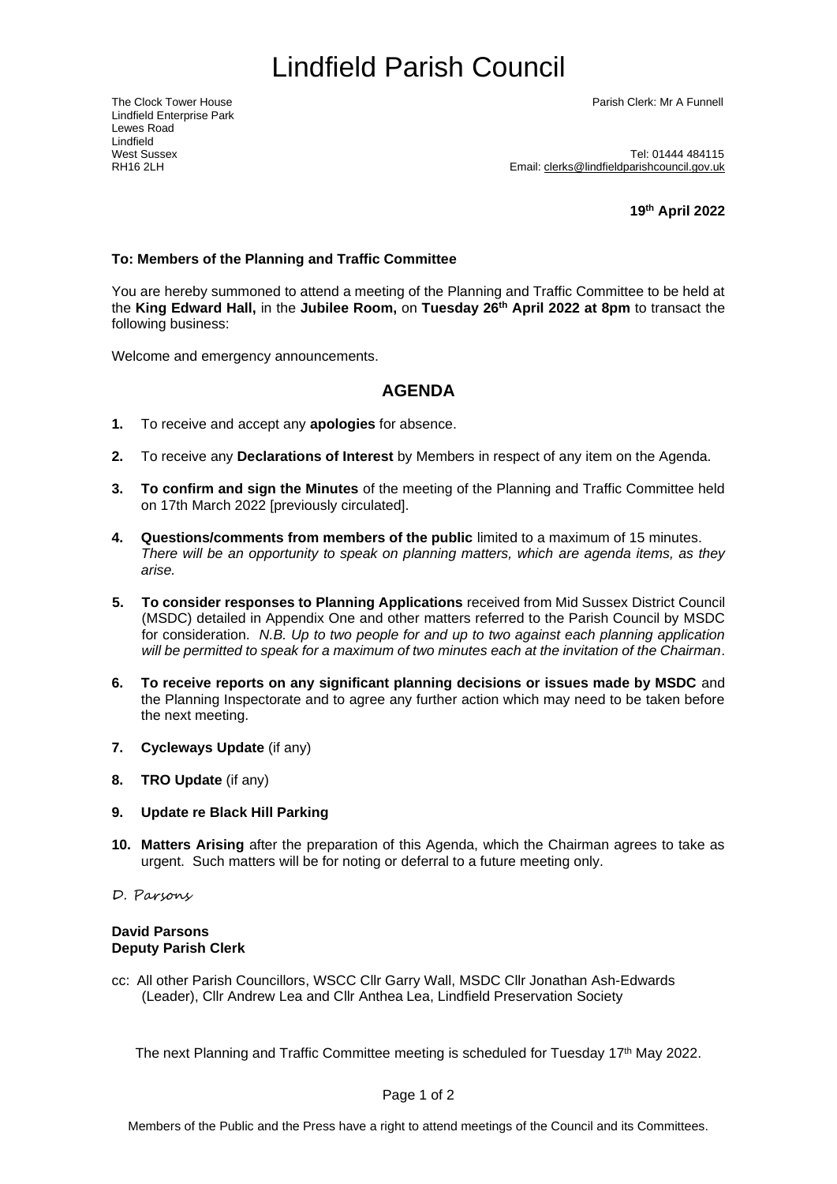# Lindfield Parish Council

The Clock Tower House
Lindfield Enterprise Park
Lewes Road
Lindfield
West Sussex
RH16 2LH

Parish Clerk: Mr A Funnell

Tel: 01444 484115
Email: clerks@lindfieldparishcouncil.gov.uk

**19th April 2022**

**To: Members of the Planning and Traffic Committee**

You are hereby summoned to attend a meeting of the Planning and Traffic Committee to be held at the **King Edward Hall,** in the **Jubilee Room,** on **Tuesday 26th April 2022 at 8pm** to transact the following business:

Welcome and emergency announcements.

## AGENDA

1. To receive and accept any **apologies** for absence.
2. To receive any **Declarations of Interest** by Members in respect of any item on the Agenda.
3. **To confirm and sign the Minutes** of the meeting of the Planning and Traffic Committee held on 17th March 2022 [previously circulated].
4. **Questions/comments from members of the public** limited to a maximum of 15 minutes. *There will be an opportunity to speak on planning matters, which are agenda items, as they arise.*
5. **To consider responses to Planning Applications** received from Mid Sussex District Council (MSDC) detailed in Appendix One and other matters referred to the Parish Council by MSDC for consideration. *N.B. Up to two people for and up to two against each planning application will be permitted to speak for a maximum of two minutes each at the invitation of the Chairman*.
6. **To receive reports on any significant planning decisions or issues made by MSDC** and the Planning Inspectorate and to agree any further action which may need to be taken before the next meeting.
7. **Cycleways Update** (if any)
8. **TRO Update** (if any)
9. **Update re Black Hill Parking**
10. **Matters Arising** after the preparation of this Agenda, which the Chairman agrees to take as urgent. Such matters will be for noting or deferral to a future meeting only.

*D. Parsons*

**David Parsons**
**Deputy Parish Clerk**

cc: All other Parish Councillors, WSCC Cllr Garry Wall, MSDC Cllr Jonathan Ash-Edwards (Leader), Cllr Andrew Lea and Cllr Anthea Lea, Lindfield Preservation Society

The next Planning and Traffic Committee meeting is scheduled for Tuesday 17th May 2022.

Members of the Public and the Press have a right to attend meetings of the Council and its Committees.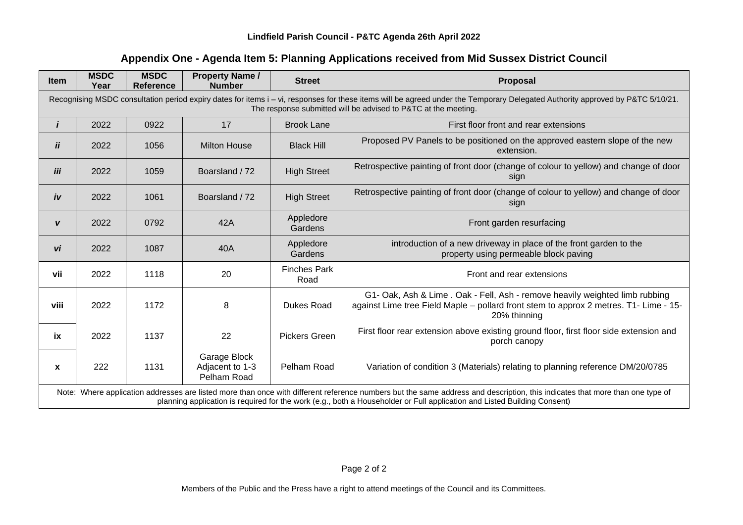**Lindfield Parish Council - P&TC Agenda 26th April 2022**

## Appendix One - Agenda Item 5: Planning Applications received from Mid Sussex District Council

| Item | MSDC Year | MSDC Reference | Property Name / Number | Street | Proposal |
|---|---|---|---|---|---|
| Recognising MSDC consultation period expiry dates for items i – vi, responses for these items will be agreed under the Temporary Delegated Authority approved by P&TC 5/10/21. The response submitted will be advised to P&TC at the meeting. | | | | | |
| *i* | 2022 | 0922 | 17 | Brook Lane | First floor front and rear extensions |
| *ii* | 2022 | 1056 | Milton House | Black Hill | Proposed PV Panels to be positioned on the approved eastern slope of the new extension. |
| *iii* | 2022 | 1059 | Boarsland / 72 | High Street | Retrospective painting of front door (change of colour to yellow) and change of door sign |
| *iv* | 2022 | 1061 | Boarsland / 72 | High Street | Retrospective painting of front door (change of colour to yellow) and change of door sign |
| *v* | 2022 | 0792 | 42A | Appledore Gardens | Front garden resurfacing |
| *vi* | 2022 | 1087 | 40A | Appledore Gardens | introduction of a new driveway in place of the front garden to the property using permeable block paving |
| vii | 2022 | 1118 | 20 | Finches Park Road | Front and rear extensions |
| viii | 2022 | 1172 | 8 | Dukes Road | G1- Oak, Ash & Lime . Oak - Fell, Ash - remove heavily weighted limb rubbing against Lime tree Field Maple – pollard front stem to approx 2 metres. T1- Lime - 15-20% thinning |
| ix | 2022 | 1137 | 22 | Pickers Green | First floor rear extension above existing ground floor, first floor side extension and porch canopy |
| x | 222 | 1131 | Garage Block Adjacent to 1-3 Pelham Road | Pelham Road | Variation of condition 3 (Materials) relating to planning reference DM/20/0785 |
| Note: Where application addresses are listed more than once with different reference numbers but the same address and description, this indicates that more than one type of planning application is required for the work (e.g., both a Householder or Full application and Listed Building Consent) | | | | | |

Members of the Public and the Press have a right to attend meetings of the Council and its Committees.